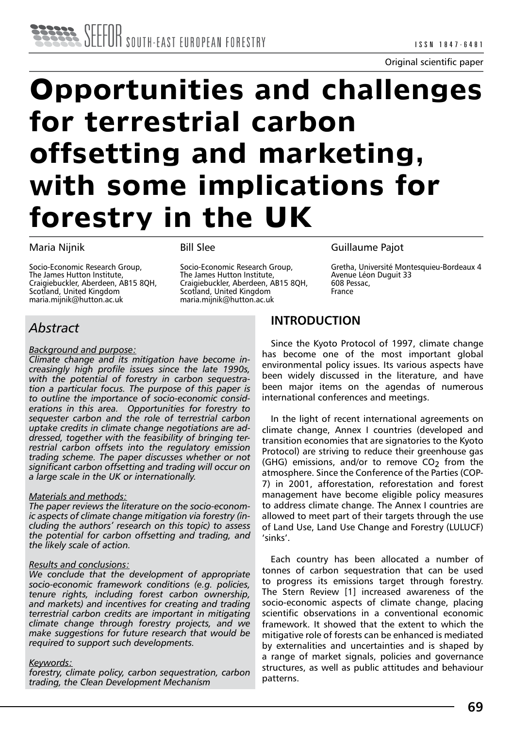Original scientific paper

# Opportunities and challenges for terrestrial carbon offsetting and marketing, with some implications for forestry in the UK

Maria Nijnik

Socio-Economic Research Group,
The James Hutton Institute,
Craigiebuckler, Aberdeen, AB15 8QH,
Scotland, United Kingdom
maria.mijnik@hutton.ac.uk

Bill Slee

Socio-Economic Research Group,
The James Hutton Institute,
Craigiebuckler, Aberdeen, AB15 8QH,
Scotland, United Kingdom
maria.mijnik@hutton.ac.uk

Guillaume Pajot

Gretha, Université Montesquieu-Bordeaux 4
Avenue Léon Duguit 33
608 Pessac,
France

## *Abstract*

*Background and purpose:*
*Climate change and its mitigation have become increasingly high profile issues since the late 1990s, with the potential of forestry in carbon sequestration a particular focus. The purpose of this paper is to outline the importance of socio-economic considerations in this area. Opportunities for forestry to sequester carbon and the role of terrestrial carbon uptake credits in climate change negotiations are addressed, together with the feasibility of bringing terrestrial carbon offsets into the regulatory emission trading scheme. The paper discusses whether or not significant carbon offsetting and trading will occur on a large scale in the UK or internationally.*

*Materials and methods:*
*The paper reviews the literature on the socio-economic aspects of climate change mitigation via forestry (including the authors' research on this topic) to assess the potential for carbon offsetting and trading, and the likely scale of action.*

*Results and conclusions:*
*We conclude that the development of appropriate socio-economic framework conditions (e.g. policies, tenure rights, including forest carbon ownership, and markets) and incentives for creating and trading terrestrial carbon credits are important in mitigating climate change through forestry projects, and we make suggestions for future research that would be required to support such developments.*

*Keywords:*
*forestry, climate policy, carbon sequestration, carbon trading, the Clean Development Mechanism*

## INTRODUCTION

Since the Kyoto Protocol of 1997, climate change has become one of the most important global environmental policy issues. Its various aspects have been widely discussed in the literature, and have been major items on the agendas of numerous international conferences and meetings.

In the light of recent international agreements on climate change, Annex I countries (developed and transition economies that are signatories to the Kyoto Protocol) are striving to reduce their greenhouse gas (GHG) emissions, and/or to remove $CO_2$ from the atmosphere. Since the Conference of the Parties (COP-7) in 2001, afforestation, reforestation and forest management have become eligible policy measures to address climate change. The Annex I countries are allowed to meet part of their targets through the use of Land Use, Land Use Change and Forestry (LULUCF) 'sinks'.

Each country has been allocated a number of tonnes of carbon sequestration that can be used to progress its emissions target through forestry. The Stern Review [1] increased awareness of the socio-economic aspects of climate change, placing scientific observations in a conventional economic framework. It showed that the extent to which the mitigative role of forests can be enhanced is mediated by externalities and uncertainties and is shaped by a range of market signals, policies and governance structures, as well as public attitudes and behaviour patterns.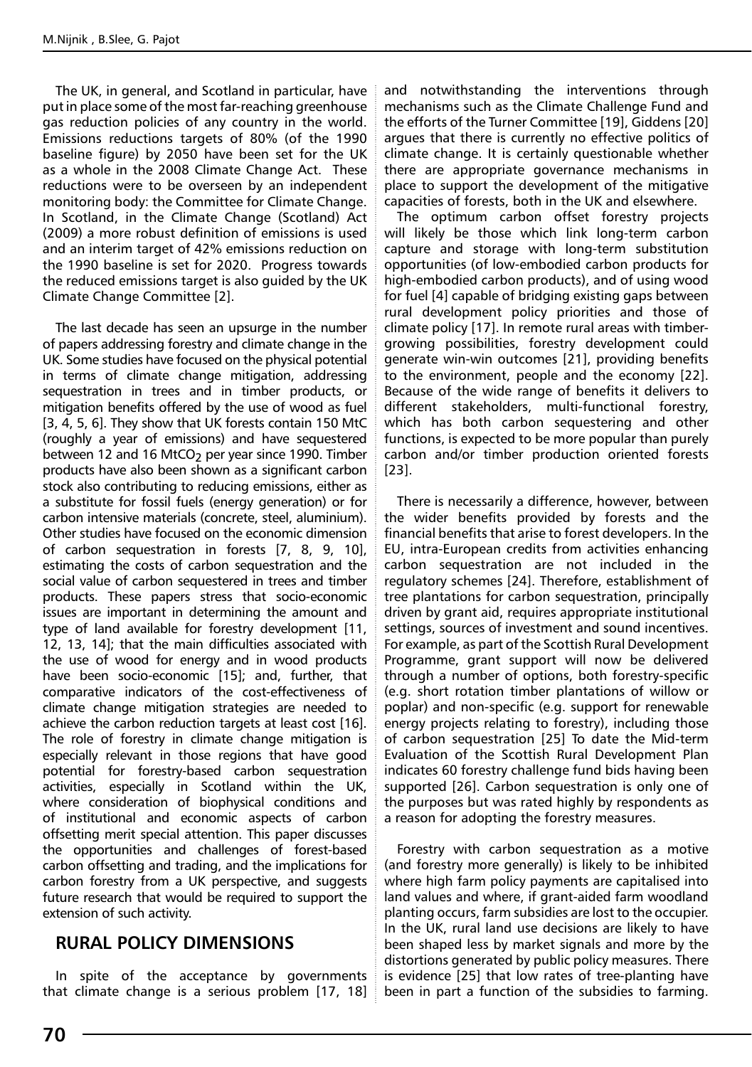The UK, in general, and Scotland in particular, have put in place some of the most far-reaching greenhouse gas reduction policies of any country in the world. Emissions reductions targets of 80% (of the 1990 baseline figure) by 2050 have been set for the UK as a whole in the 2008 Climate Change Act. These reductions were to be overseen by an independent monitoring body: the Committee for Climate Change. In Scotland, in the Climate Change (Scotland) Act (2009) a more robust definition of emissions is used and an interim target of 42% emissions reduction on the 1990 baseline is set for 2020. Progress towards the reduced emissions target is also guided by the UK Climate Change Committee [2].

The last decade has seen an upsurge in the number of papers addressing forestry and climate change in the UK. Some studies have focused on the physical potential in terms of climate change mitigation, addressing sequestration in trees and in timber products, or mitigation benefits offered by the use of wood as fuel [3, 4, 5, 6]. They show that UK forests contain 150 MtC (roughly a year of emissions) and have sequestered between 12 and 16 $MtCO_2$ per year since 1990. Timber products have also been shown as a significant carbon stock also contributing to reducing emissions, either as a substitute for fossil fuels (energy generation) or for carbon intensive materials (concrete, steel, aluminium). Other studies have focused on the economic dimension of carbon sequestration in forests [7, 8, 9, 10], estimating the costs of carbon sequestration and the social value of carbon sequestered in trees and timber products. These papers stress that socio-economic issues are important in determining the amount and type of land available for forestry development [11, 12, 13, 14]; that the main difficulties associated with the use of wood for energy and in wood products have been socio-economic [15]; and, further, that comparative indicators of the cost-effectiveness of climate change mitigation strategies are needed to achieve the carbon reduction targets at least cost [16]. The role of forestry in climate change mitigation is especially relevant in those regions that have good potential for forestry-based carbon sequestration activities, especially in Scotland within the UK, where consideration of biophysical conditions and of institutional and economic aspects of carbon offsetting merit special attention. This paper discusses the opportunities and challenges of forest-based carbon offsetting and trading, and the implications for carbon forestry from a UK perspective, and suggests future research that would be required to support the extension of such activity.

## RURAL POLICY DIMENSIONS

In spite of the acceptance by governments that climate change is a serious problem [17, 18] and notwithstanding the interventions through mechanisms such as the Climate Challenge Fund and the efforts of the Turner Committee [19], Giddens [20] argues that there is currently no effective politics of climate change. It is certainly questionable whether there are appropriate governance mechanisms in place to support the development of the mitigative capacities of forests, both in the UK and elsewhere.

The optimum carbon offset forestry projects will likely be those which link long-term carbon capture and storage with long-term substitution opportunities (of low-embodied carbon products for high-embodied carbon products), and of using wood for fuel [4] capable of bridging existing gaps between rural development policy priorities and those of climate policy [17]. In remote rural areas with timber-growing possibilities, forestry development could generate win-win outcomes [21], providing benefits to the environment, people and the economy [22]. Because of the wide range of benefits it delivers to different stakeholders, multi-functional forestry, which has both carbon sequestering and other functions, is expected to be more popular than purely carbon and/or timber production oriented forests [23].

There is necessarily a difference, however, between the wider benefits provided by forests and the financial benefits that arise to forest developers. In the EU, intra-European credits from activities enhancing carbon sequestration are not included in the regulatory schemes [24]. Therefore, establishment of tree plantations for carbon sequestration, principally driven by grant aid, requires appropriate institutional settings, sources of investment and sound incentives. For example, as part of the Scottish Rural Development Programme, grant support will now be delivered through a number of options, both forestry-specific (e.g. short rotation timber plantations of willow or poplar) and non-specific (e.g. support for renewable energy projects relating to forestry), including those of carbon sequestration [25] To date the Mid-term Evaluation of the Scottish Rural Development Plan indicates 60 forestry challenge fund bids having been supported [26]. Carbon sequestration is only one of the purposes but was rated highly by respondents as a reason for adopting the forestry measures.

Forestry with carbon sequestration as a motive (and forestry more generally) is likely to be inhibited where high farm policy payments are capitalised into land values and where, if grant-aided farm woodland planting occurs, farm subsidies are lost to the occupier. In the UK, rural land use decisions are likely to have been shaped less by market signals and more by the distortions generated by public policy measures. There is evidence [25] that low rates of tree-planting have been in part a function of the subsidies to farming.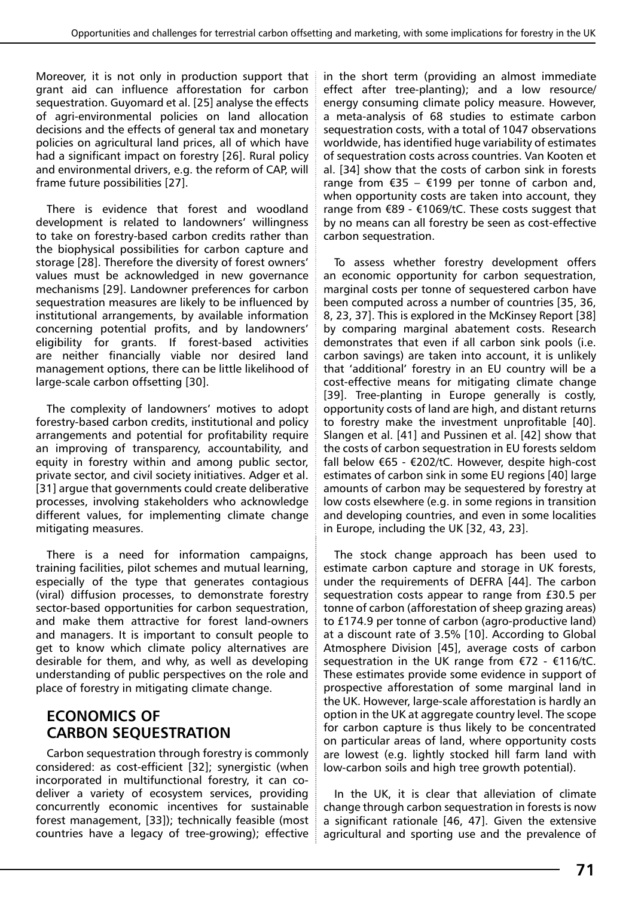Moreover, it is not only in production support that grant aid can influence afforestation for carbon sequestration. Guyomard et al. [25] analyse the effects of agri-environmental policies on land allocation decisions and the effects of general tax and monetary policies on agricultural land prices, all of which have had a significant impact on forestry [26]. Rural policy and environmental drivers, e.g. the reform of CAP, will frame future possibilities [27].

There is evidence that forest and woodland development is related to landowners' willingness to take on forestry-based carbon credits rather than the biophysical possibilities for carbon capture and storage [28]. Therefore the diversity of forest owners' values must be acknowledged in new governance mechanisms [29]. Landowner preferences for carbon sequestration measures are likely to be influenced by institutional arrangements, by available information concerning potential profits, and by landowners' eligibility for grants. If forest-based activities are neither financially viable nor desired land management options, there can be little likelihood of large-scale carbon offsetting [30].

The complexity of landowners' motives to adopt forestry-based carbon credits, institutional and policy arrangements and potential for profitability require an improving of transparency, accountability, and equity in forestry within and among public sector, private sector, and civil society initiatives. Adger et al. [31] argue that governments could create deliberative processes, involving stakeholders who acknowledge different values, for implementing climate change mitigating measures.

There is a need for information campaigns, training facilities, pilot schemes and mutual learning, especially of the type that generates contagious (viral) diffusion processes, to demonstrate forestry sector-based opportunities for carbon sequestration, and make them attractive for forest land-owners and managers. It is important to consult people to get to know which climate policy alternatives are desirable for them, and why, as well as developing understanding of public perspectives on the role and place of forestry in mitigating climate change.

## ECONOMICS OF CARBON SEQUESTRATION

Carbon sequestration through forestry is commonly considered: as cost-efficient [32]; synergistic (when incorporated in multifunctional forestry, it can co-deliver a variety of ecosystem services, providing concurrently economic incentives for sustainable forest management, [33]); technically feasible (most countries have a legacy of tree-growing); effective in the short term (providing an almost immediate effect after tree-planting); and a low resource/energy consuming climate policy measure. However, a meta-analysis of 68 studies to estimate carbon sequestration costs, with a total of 1047 observations worldwide, has identified huge variability of estimates of sequestration costs across countries. Van Kooten et al. [34] show that the costs of carbon sink in forests range from €35 – €199 per tonne of carbon and, when opportunity costs are taken into account, they range from €89 - €1069/tC. These costs suggest that by no means can all forestry be seen as cost-effective carbon sequestration.

To assess whether forestry development offers an economic opportunity for carbon sequestration, marginal costs per tonne of sequestered carbon have been computed across a number of countries [35, 36, 8, 23, 37]. This is explored in the McKinsey Report [38] by comparing marginal abatement costs. Research demonstrates that even if all carbon sink pools (i.e. carbon savings) are taken into account, it is unlikely that 'additional' forestry in an EU country will be a cost-effective means for mitigating climate change [39]. Tree-planting in Europe generally is costly, opportunity costs of land are high, and distant returns to forestry make the investment unprofitable [40]. Slangen et al. [41] and Pussinen et al. [42] show that the costs of carbon sequestration in EU forests seldom fall below €65 - €202/tC. However, despite high-cost estimates of carbon sink in some EU regions [40] large amounts of carbon may be sequestered by forestry at low costs elsewhere (e.g. in some regions in transition and developing countries, and even in some localities in Europe, including the UK [32, 43, 23].

The stock change approach has been used to estimate carbon capture and storage in UK forests, under the requirements of DEFRA [44]. The carbon sequestration costs appear to range from £30.5 per tonne of carbon (afforestation of sheep grazing areas) to £174.9 per tonne of carbon (agro-productive land) at a discount rate of 3.5% [10]. According to Global Atmosphere Division [45], average costs of carbon sequestration in the UK range from €72 - €116/tC. These estimates provide some evidence in support of prospective afforestation of some marginal land in the UK. However, large-scale afforestation is hardly an option in the UK at aggregate country level. The scope for carbon capture is thus likely to be concentrated on particular areas of land, where opportunity costs are lowest (e.g. lightly stocked hill farm land with low-carbon soils and high tree growth potential).

In the UK, it is clear that alleviation of climate change through carbon sequestration in forests is now a significant rationale [46, 47]. Given the extensive agricultural and sporting use and the prevalence of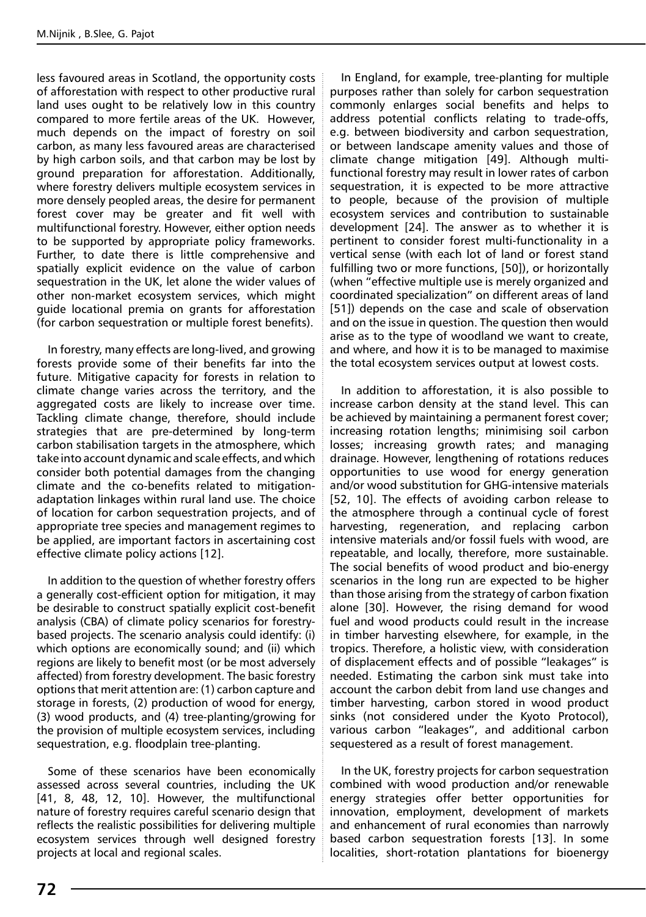less favoured areas in Scotland, the opportunity costs of afforestation with respect to other productive rural land uses ought to be relatively low in this country compared to more fertile areas of the UK. However, much depends on the impact of forestry on soil carbon, as many less favoured areas are characterised by high carbon soils, and that carbon may be lost by ground preparation for afforestation. Additionally, where forestry delivers multiple ecosystem services in more densely peopled areas, the desire for permanent forest cover may be greater and fit well with multifunctional forestry. However, either option needs to be supported by appropriate policy frameworks. Further, to date there is little comprehensive and spatially explicit evidence on the value of carbon sequestration in the UK, let alone the wider values of other non-market ecosystem services, which might guide locational premia on grants for afforestation (for carbon sequestration or multiple forest benefits).

In forestry, many effects are long-lived, and growing forests provide some of their benefits far into the future. Mitigative capacity for forests in relation to climate change varies across the territory, and the aggregated costs are likely to increase over time. Tackling climate change, therefore, should include strategies that are pre-determined by long-term carbon stabilisation targets in the atmosphere, which take into account dynamic and scale effects, and which consider both potential damages from the changing climate and the co-benefits related to mitigation-adaptation linkages within rural land use. The choice of location for carbon sequestration projects, and of appropriate tree species and management regimes to be applied, are important factors in ascertaining cost effective climate policy actions [12].

In addition to the question of whether forestry offers a generally cost-efficient option for mitigation, it may be desirable to construct spatially explicit cost-benefit analysis (CBA) of climate policy scenarios for forestry-based projects. The scenario analysis could identify: (i) which options are economically sound; and (ii) which regions are likely to benefit most (or be most adversely affected) from forestry development. The basic forestry options that merit attention are: (1) carbon capture and storage in forests, (2) production of wood for energy, (3) wood products, and (4) tree-planting/growing for the provision of multiple ecosystem services, including sequestration, e.g. floodplain tree-planting.

Some of these scenarios have been economically assessed across several countries, including the UK [41, 8, 48, 12, 10]. However, the multifunctional nature of forestry requires careful scenario design that reflects the realistic possibilities for delivering multiple ecosystem services through well designed forestry projects at local and regional scales.

In England, for example, tree-planting for multiple purposes rather than solely for carbon sequestration commonly enlarges social benefits and helps to address potential conflicts relating to trade-offs, e.g. between biodiversity and carbon sequestration, or between landscape amenity values and those of climate change mitigation [49]. Although multi-functional forestry may result in lower rates of carbon sequestration, it is expected to be more attractive to people, because of the provision of multiple ecosystem services and contribution to sustainable development [24]. The answer as to whether it is pertinent to consider forest multi-functionality in a vertical sense (with each lot of land or forest stand fulfilling two or more functions, [50]), or horizontally (when "effective multiple use is merely organized and coordinated specialization" on different areas of land [51]) depends on the case and scale of observation and on the issue in question. The question then would arise as to the type of woodland we want to create, and where, and how it is to be managed to maximise the total ecosystem services output at lowest costs.

In addition to afforestation, it is also possible to increase carbon density at the stand level. This can be achieved by maintaining a permanent forest cover; increasing rotation lengths; minimising soil carbon losses; increasing growth rates; and managing drainage. However, lengthening of rotations reduces opportunities to use wood for energy generation and/or wood substitution for GHG-intensive materials [52, 10]. The effects of avoiding carbon release to the atmosphere through a continual cycle of forest harvesting, regeneration, and replacing carbon intensive materials and/or fossil fuels with wood, are repeatable, and locally, therefore, more sustainable. The social benefits of wood product and bio-energy scenarios in the long run are expected to be higher than those arising from the strategy of carbon fixation alone [30]. However, the rising demand for wood fuel and wood products could result in the increase in timber harvesting elsewhere, for example, in the tropics. Therefore, a holistic view, with consideration of displacement effects and of possible "leakages" is needed. Estimating the carbon sink must take into account the carbon debit from land use changes and timber harvesting, carbon stored in wood product sinks (not considered under the Kyoto Protocol), various carbon "leakages", and additional carbon sequestered as a result of forest management.

In the UK, forestry projects for carbon sequestration combined with wood production and/or renewable energy strategies offer better opportunities for innovation, employment, development of markets and enhancement of rural economies than narrowly based carbon sequestration forests [13]. In some localities, short-rotation plantations for bioenergy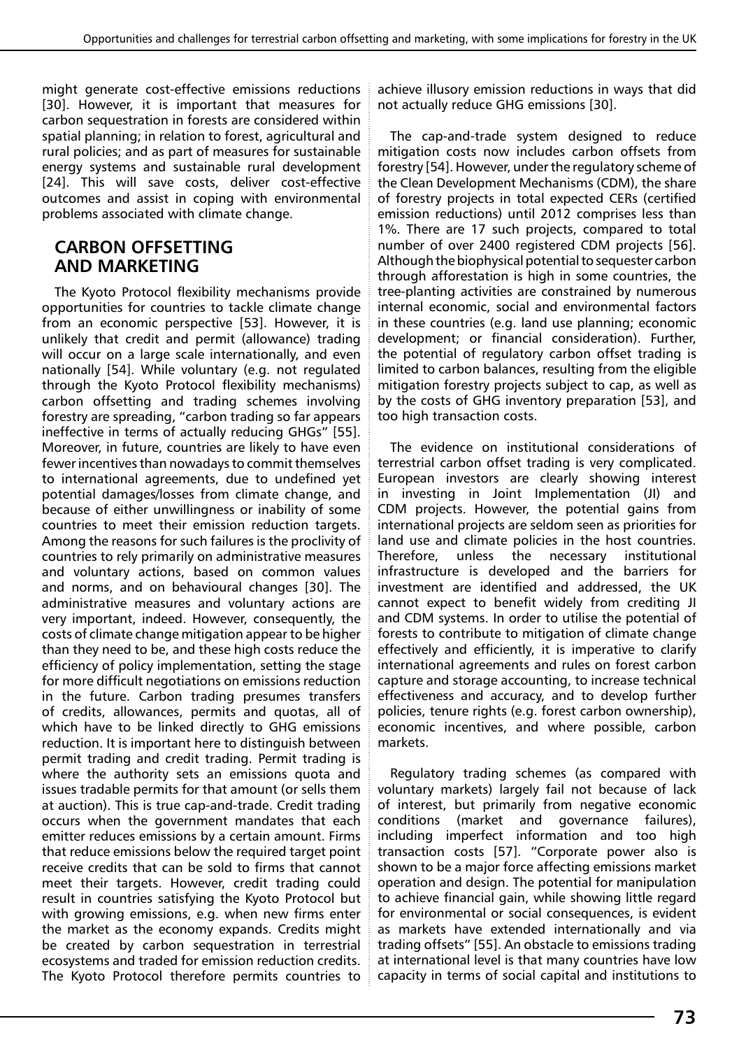might generate cost-effective emissions reductions [30]. However, it is important that measures for carbon sequestration in forests are considered within spatial planning; in relation to forest, agricultural and rural policies; and as part of measures for sustainable energy systems and sustainable rural development [24]. This will save costs, deliver cost-effective outcomes and assist in coping with environmental problems associated with climate change.

## CARBON OFFSETTING AND MARKETING

The Kyoto Protocol flexibility mechanisms provide opportunities for countries to tackle climate change from an economic perspective [53]. However, it is unlikely that credit and permit (allowance) trading will occur on a large scale internationally, and even nationally [54]. While voluntary (e.g. not regulated through the Kyoto Protocol flexibility mechanisms) carbon offsetting and trading schemes involving forestry are spreading, "carbon trading so far appears ineffective in terms of actually reducing GHGs" [55]. Moreover, in future, countries are likely to have even fewer incentives than nowadays to commit themselves to international agreements, due to undefined yet potential damages/losses from climate change, and because of either unwillingness or inability of some countries to meet their emission reduction targets. Among the reasons for such failures is the proclivity of countries to rely primarily on administrative measures and voluntary actions, based on common values and norms, and on behavioural changes [30]. The administrative measures and voluntary actions are very important, indeed. However, consequently, the costs of climate change mitigation appear to be higher than they need to be, and these high costs reduce the efficiency of policy implementation, setting the stage for more difficult negotiations on emissions reduction in the future. Carbon trading presumes transfers of credits, allowances, permits and quotas, all of which have to be linked directly to GHG emissions reduction. It is important here to distinguish between permit trading and credit trading. Permit trading is where the authority sets an emissions quota and issues tradable permits for that amount (or sells them at auction). This is true cap-and-trade. Credit trading occurs when the government mandates that each emitter reduces emissions by a certain amount. Firms that reduce emissions below the required target point receive credits that can be sold to firms that cannot meet their targets. However, credit trading could result in countries satisfying the Kyoto Protocol but with growing emissions, e.g. when new firms enter the market as the economy expands. Credits might be created by carbon sequestration in terrestrial ecosystems and traded for emission reduction credits. The Kyoto Protocol therefore permits countries to achieve illusory emission reductions in ways that did not actually reduce GHG emissions [30].

The cap-and-trade system designed to reduce mitigation costs now includes carbon offsets from forestry [54]. However, under the regulatory scheme of the Clean Development Mechanisms (CDM), the share of forestry projects in total expected CERs (certified emission reductions) until 2012 comprises less than 1%. There are 17 such projects, compared to total number of over 2400 registered CDM projects [56]. Although the biophysical potential to sequester carbon through afforestation is high in some countries, the tree-planting activities are constrained by numerous internal economic, social and environmental factors in these countries (e.g. land use planning; economic development; or financial consideration). Further, the potential of regulatory carbon offset trading is limited to carbon balances, resulting from the eligible mitigation forestry projects subject to cap, as well as by the costs of GHG inventory preparation [53], and too high transaction costs.

The evidence on institutional considerations of terrestrial carbon offset trading is very complicated. European investors are clearly showing interest in investing in Joint Implementation (JI) and CDM projects. However, the potential gains from international projects are seldom seen as priorities for land use and climate policies in the host countries. Therefore, unless the necessary institutional infrastructure is developed and the barriers for investment are identified and addressed, the UK cannot expect to benefit widely from crediting JI and CDM systems. In order to utilise the potential of forests to contribute to mitigation of climate change effectively and efficiently, it is imperative to clarify international agreements and rules on forest carbon capture and storage accounting, to increase technical effectiveness and accuracy, and to develop further policies, tenure rights (e.g. forest carbon ownership), economic incentives, and where possible, carbon markets.

Regulatory trading schemes (as compared with voluntary markets) largely fail not because of lack of interest, but primarily from negative economic conditions (market and governance failures), including imperfect information and too high transaction costs [57]. "Corporate power also is shown to be a major force affecting emissions market operation and design. The potential for manipulation to achieve financial gain, while showing little regard for environmental or social consequences, is evident as markets have extended internationally and via trading offsets" [55]. An obstacle to emissions trading at international level is that many countries have low capacity in terms of social capital and institutions to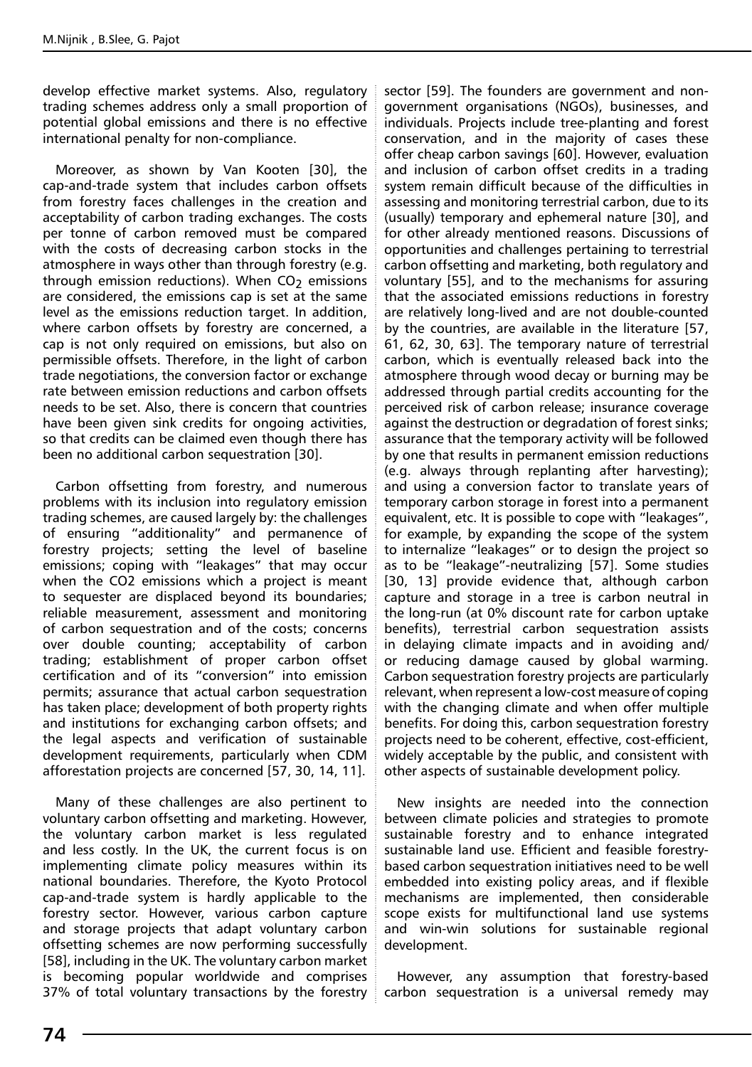develop effective market systems. Also, regulatory trading schemes address only a small proportion of potential global emissions and there is no effective international penalty for non-compliance.

Moreover, as shown by Van Kooten [30], the cap-and-trade system that includes carbon offsets from forestry faces challenges in the creation and acceptability of carbon trading exchanges. The costs per tonne of carbon removed must be compared with the costs of decreasing carbon stocks in the atmosphere in ways other than through forestry (e.g. through emission reductions). When $CO_2$ emissions are considered, the emissions cap is set at the same level as the emissions reduction target. In addition, where carbon offsets by forestry are concerned, a cap is not only required on emissions, but also on permissible offsets. Therefore, in the light of carbon trade negotiations, the conversion factor or exchange rate between emission reductions and carbon offsets needs to be set. Also, there is concern that countries have been given sink credits for ongoing activities, so that credits can be claimed even though there has been no additional carbon sequestration [30].

Carbon offsetting from forestry, and numerous problems with its inclusion into regulatory emission trading schemes, are caused largely by: the challenges of ensuring "additionality" and permanence of forestry projects; setting the level of baseline emissions; coping with "leakages" that may occur when the CO2 emissions which a project is meant to sequester are displaced beyond its boundaries; reliable measurement, assessment and monitoring of carbon sequestration and of the costs; concerns over double counting; acceptability of carbon trading; establishment of proper carbon offset certification and of its "conversion" into emission permits; assurance that actual carbon sequestration has taken place; development of both property rights and institutions for exchanging carbon offsets; and the legal aspects and verification of sustainable development requirements, particularly when CDM afforestation projects are concerned [57, 30, 14, 11].

Many of these challenges are also pertinent to voluntary carbon offsetting and marketing. However, the voluntary carbon market is less regulated and less costly. In the UK, the current focus is on implementing climate policy measures within its national boundaries. Therefore, the Kyoto Protocol cap-and-trade system is hardly applicable to the forestry sector. However, various carbon capture and storage projects that adapt voluntary carbon offsetting schemes are now performing successfully [58], including in the UK. The voluntary carbon market is becoming popular worldwide and comprises 37% of total voluntary transactions by the forestry sector [59]. The founders are government and non-government organisations (NGOs), businesses, and individuals. Projects include tree-planting and forest conservation, and in the majority of cases these offer cheap carbon savings [60]. However, evaluation and inclusion of carbon offset credits in a trading system remain difficult because of the difficulties in assessing and monitoring terrestrial carbon, due to its (usually) temporary and ephemeral nature [30], and for other already mentioned reasons. Discussions of opportunities and challenges pertaining to terrestrial carbon offsetting and marketing, both regulatory and voluntary [55], and to the mechanisms for assuring that the associated emissions reductions in forestry are relatively long-lived and are not double-counted by the countries, are available in the literature [57, 61, 62, 30, 63]. The temporary nature of terrestrial carbon, which is eventually released back into the atmosphere through wood decay or burning may be addressed through partial credits accounting for the perceived risk of carbon release; insurance coverage against the destruction or degradation of forest sinks; assurance that the temporary activity will be followed by one that results in permanent emission reductions (e.g. always through replanting after harvesting); and using a conversion factor to translate years of temporary carbon storage in forest into a permanent equivalent, etc. It is possible to cope with "leakages", for example, by expanding the scope of the system to internalize "leakages" or to design the project so as to be "leakage"-neutralizing [57]. Some studies [30, 13] provide evidence that, although carbon capture and storage in a tree is carbon neutral in the long-run (at 0% discount rate for carbon uptake benefits), terrestrial carbon sequestration assists in delaying climate impacts and in avoiding and/or reducing damage caused by global warming. Carbon sequestration forestry projects are particularly relevant, when represent a low-cost measure of coping with the changing climate and when offer multiple benefits. For doing this, carbon sequestration forestry projects need to be coherent, effective, cost-efficient, widely acceptable by the public, and consistent with other aspects of sustainable development policy.

New insights are needed into the connection between climate policies and strategies to promote sustainable forestry and to enhance integrated sustainable land use. Efficient and feasible forestry-based carbon sequestration initiatives need to be well embedded into existing policy areas, and if flexible mechanisms are implemented, then considerable scope exists for multifunctional land use systems and win-win solutions for sustainable regional development.

However, any assumption that forestry-based carbon sequestration is a universal remedy may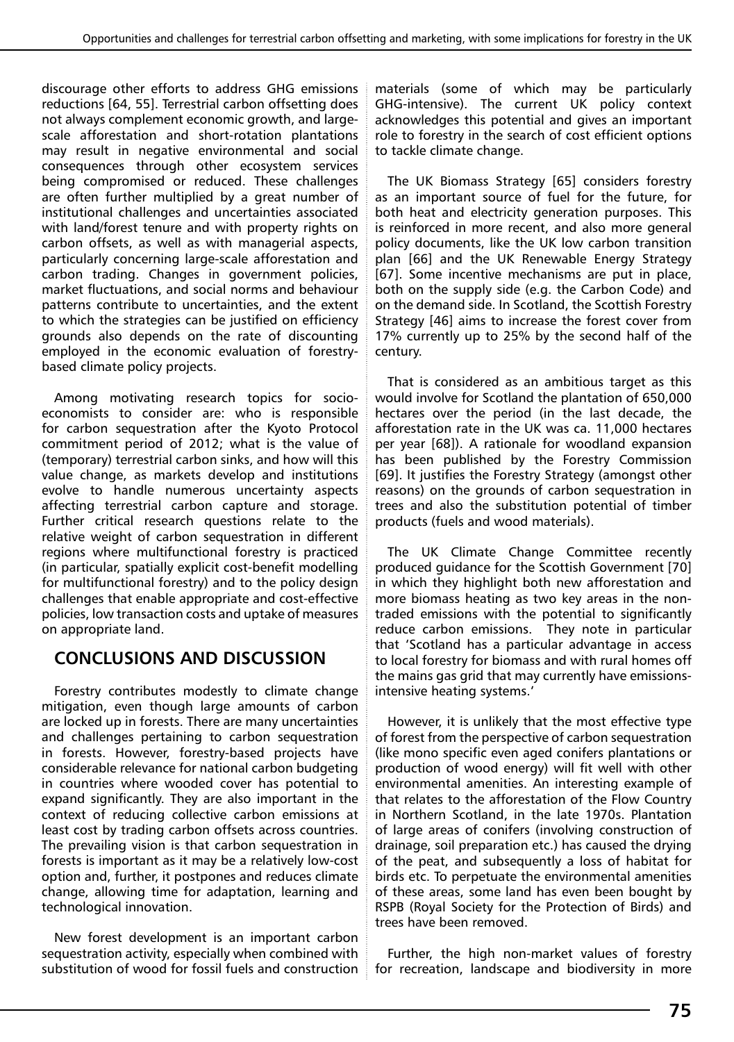discourage other efforts to address GHG emissions reductions [64, 55]. Terrestrial carbon offsetting does not always complement economic growth, and large-scale afforestation and short-rotation plantations may result in negative environmental and social consequences through other ecosystem services being compromised or reduced. These challenges are often further multiplied by a great number of institutional challenges and uncertainties associated with land/forest tenure and with property rights on carbon offsets, as well as with managerial aspects, particularly concerning large-scale afforestation and carbon trading. Changes in government policies, market fluctuations, and social norms and behaviour patterns contribute to uncertainties, and the extent to which the strategies can be justified on efficiency grounds also depends on the rate of discounting employed in the economic evaluation of forestry-based climate policy projects.

Among motivating research topics for socio-economists to consider are: who is responsible for carbon sequestration after the Kyoto Protocol commitment period of 2012; what is the value of (temporary) terrestrial carbon sinks, and how will this value change, as markets develop and institutions evolve to handle numerous uncertainty aspects affecting terrestrial carbon capture and storage. Further critical research questions relate to the relative weight of carbon sequestration in different regions where multifunctional forestry is practiced (in particular, spatially explicit cost-benefit modelling for multifunctional forestry) and to the policy design challenges that enable appropriate and cost-effective policies, low transaction costs and uptake of measures on appropriate land.

## CONCLUSIONS AND DISCUSSION

Forestry contributes modestly to climate change mitigation, even though large amounts of carbon are locked up in forests. There are many uncertainties and challenges pertaining to carbon sequestration in forests. However, forestry-based projects have considerable relevance for national carbon budgeting in countries where wooded cover has potential to expand significantly. They are also important in the context of reducing collective carbon emissions at least cost by trading carbon offsets across countries. The prevailing vision is that carbon sequestration in forests is important as it may be a relatively low-cost option and, further, it postpones and reduces climate change, allowing time for adaptation, learning and technological innovation.

New forest development is an important carbon sequestration activity, especially when combined with substitution of wood for fossil fuels and construction materials (some of which may be particularly GHG-intensive). The current UK policy context acknowledges this potential and gives an important role to forestry in the search of cost efficient options to tackle climate change.

The UK Biomass Strategy [65] considers forestry as an important source of fuel for the future, for both heat and electricity generation purposes. This is reinforced in more recent, and also more general policy documents, like the UK low carbon transition plan [66] and the UK Renewable Energy Strategy [67]. Some incentive mechanisms are put in place, both on the supply side (e.g. the Carbon Code) and on the demand side. In Scotland, the Scottish Forestry Strategy [46] aims to increase the forest cover from 17% currently up to 25% by the second half of the century.

That is considered as an ambitious target as this would involve for Scotland the plantation of 650,000 hectares over the period (in the last decade, the afforestation rate in the UK was ca. 11,000 hectares per year [68]). A rationale for woodland expansion has been published by the Forestry Commission [69]. It justifies the Forestry Strategy (amongst other reasons) on the grounds of carbon sequestration in trees and also the substitution potential of timber products (fuels and wood materials).

The UK Climate Change Committee recently produced guidance for the Scottish Government [70] in which they highlight both new afforestation and more biomass heating as two key areas in the non-traded emissions with the potential to significantly reduce carbon emissions. They note in particular that 'Scotland has a particular advantage in access to local forestry for biomass and with rural homes off the mains gas grid that may currently have emissions-intensive heating systems.'

However, it is unlikely that the most effective type of forest from the perspective of carbon sequestration (like mono specific even aged conifers plantations or production of wood energy) will fit well with other environmental amenities. An interesting example of that relates to the afforestation of the Flow Country in Northern Scotland, in the late 1970s. Plantation of large areas of conifers (involving construction of drainage, soil preparation etc.) has caused the drying of the peat, and subsequently a loss of habitat for birds etc. To perpetuate the environmental amenities of these areas, some land has even been bought by RSPB (Royal Society for the Protection of Birds) and trees have been removed.

Further, the high non-market values of forestry for recreation, landscape and biodiversity in more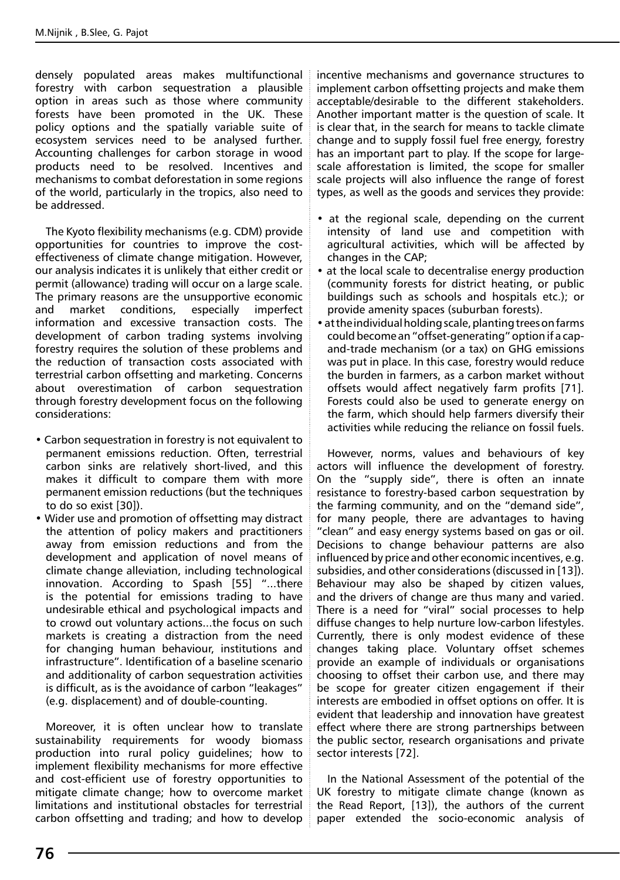densely populated areas makes multifunctional forestry with carbon sequestration a plausible option in areas such as those where community forests have been promoted in the UK. These policy options and the spatially variable suite of ecosystem services need to be analysed further. Accounting challenges for carbon storage in wood products need to be resolved. Incentives and mechanisms to combat deforestation in some regions of the world, particularly in the tropics, also need to be addressed.

The Kyoto flexibility mechanisms (e.g. CDM) provide opportunities for countries to improve the cost-effectiveness of climate change mitigation. However, our analysis indicates it is unlikely that either credit or permit (allowance) trading will occur on a large scale. The primary reasons are the unsupportive economic and market conditions, especially imperfect information and excessive transaction costs. The development of carbon trading systems involving forestry requires the solution of these problems and the reduction of transaction costs associated with terrestrial carbon offsetting and marketing. Concerns about overestimation of carbon sequestration through forestry development focus on the following considerations:

- Carbon sequestration in forestry is not equivalent to permanent emissions reduction. Often, terrestrial carbon sinks are relatively short-lived, and this makes it difficult to compare them with more permanent emission reductions (but the techniques to do so exist [30]).
- Wider use and promotion of offsetting may distract the attention of policy makers and practitioners away from emission reductions and from the development and application of novel means of climate change alleviation, including technological innovation. According to Spash [55] "...there is the potential for emissions trading to have undesirable ethical and psychological impacts and to crowd out voluntary actions...the focus on such markets is creating a distraction from the need for changing human behaviour, institutions and infrastructure". Identification of a baseline scenario and additionality of carbon sequestration activities is difficult, as is the avoidance of carbon "leakages" (e.g. displacement) and of double-counting.

Moreover, it is often unclear how to translate sustainability requirements for woody biomass production into rural policy guidelines; how to implement flexibility mechanisms for more effective and cost-efficient use of forestry opportunities to mitigate climate change; how to overcome market limitations and institutional obstacles for terrestrial carbon offsetting and trading; and how to develop incentive mechanisms and governance structures to implement carbon offsetting projects and make them acceptable/desirable to the different stakeholders. Another important matter is the question of scale. It is clear that, in the search for means to tackle climate change and to supply fossil fuel free energy, forestry has an important part to play. If the scope for large-scale afforestation is limited, the scope for smaller scale projects will also influence the range of forest types, as well as the goods and services they provide:

- at the regional scale, depending on the current intensity of land use and competition with agricultural activities, which will be affected by changes in the CAP;
- at the local scale to decentralise energy production (community forests for district heating, or public buildings such as schools and hospitals etc.); or provide amenity spaces (suburban forests).
- at the individual holding scale, planting trees on farms could become an "offset-generating" option if a cap-and-trade mechanism (or a tax) on GHG emissions was put in place. In this case, forestry would reduce the burden in farmers, as a carbon market without offsets would affect negatively farm profits [71]. Forests could also be used to generate energy on the farm, which should help farmers diversify their activities while reducing the reliance on fossil fuels.

However, norms, values and behaviours of key actors will influence the development of forestry. On the "supply side", there is often an innate resistance to forestry-based carbon sequestration by the farming community, and on the "demand side", for many people, there are advantages to having "clean" and easy energy systems based on gas or oil. Decisions to change behaviour patterns are also influenced by price and other economic incentives, e.g. subsidies, and other considerations (discussed in [13]). Behaviour may also be shaped by citizen values, and the drivers of change are thus many and varied. There is a need for "viral" social processes to help diffuse changes to help nurture low-carbon lifestyles. Currently, there is only modest evidence of these changes taking place. Voluntary offset schemes provide an example of individuals or organisations choosing to offset their carbon use, and there may be scope for greater citizen engagement if their interests are embodied in offset options on offer. It is evident that leadership and innovation have greatest effect where there are strong partnerships between the public sector, research organisations and private sector interests [72].

In the National Assessment of the potential of the UK forestry to mitigate climate change (known as the Read Report, [13]), the authors of the current paper extended the socio-economic analysis of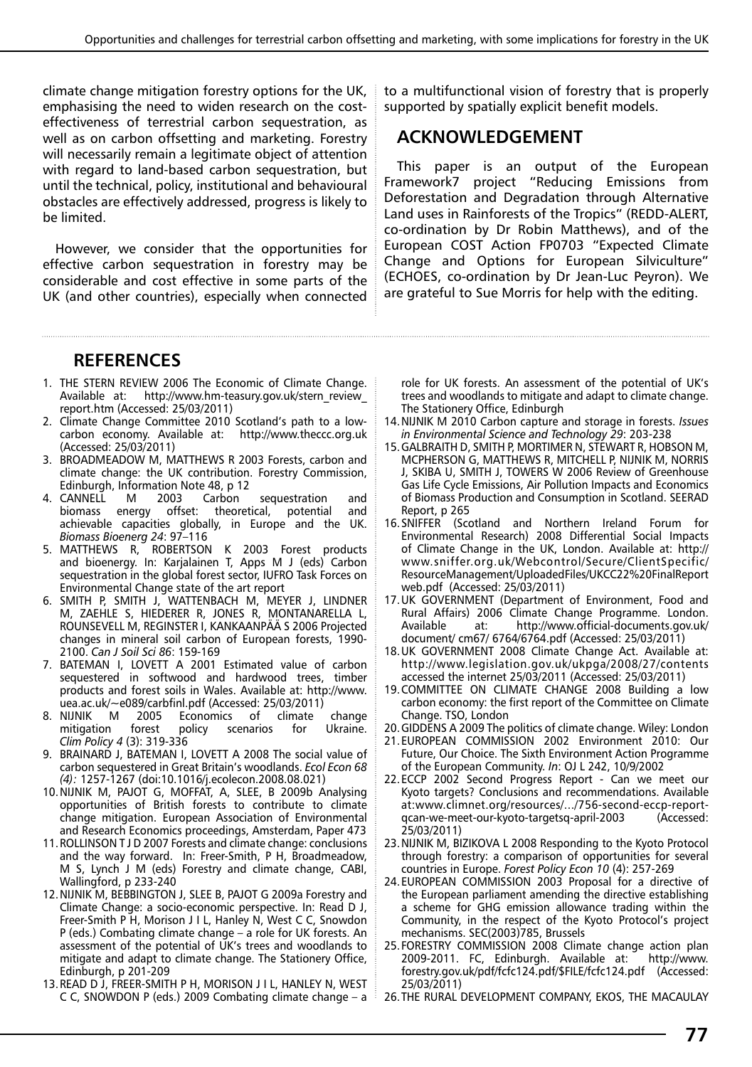climate change mitigation forestry options for the UK, emphasising the need to widen research on the cost-effectiveness of terrestrial carbon sequestration, as well as on carbon offsetting and marketing. Forestry will necessarily remain a legitimate object of attention with regard to land-based carbon sequestration, but until the technical, policy, institutional and behavioural obstacles are effectively addressed, progress is likely to be limited.

However, we consider that the opportunities for effective carbon sequestration in forestry may be considerable and cost effective in some parts of the UK (and other countries), especially when connected to a multifunctional vision of forestry that is properly supported by spatially explicit benefit models.

## ACKNOWLEDGEMENT

This paper is an output of the European Framework7 project "Reducing Emissions from Deforestation and Degradation through Alternative Land uses in Rainforests of the Tropics" (REDD-ALERT, co-ordination by Dr Robin Matthews), and of the European COST Action FP0703 "Expected Climate Change and Options for European Silviculture" (ECHOES, co-ordination by Dr Jean-Luc Peyron). We are grateful to Sue Morris for help with the editing.

## REFERENCES

1. THE STERN REVIEW 2006 The Economic of Climate Change. Available at: http://www.hm-teasury.gov.uk/stern_review_report.htm (Accessed: 25/03/2011)
2. Climate Change Committee 2010 Scotland's path to a low-carbon economy. Available at: http://www.theccc.org.uk (Accessed: 25/03/2011)
3. BROADMEADOW M, MATTHEWS R 2003 Forests, carbon and climate change: the UK contribution. Forestry Commission, Edinburgh, Information Note 48, p 12
4. CANNELL M 2003 Carbon sequestration and biomass energy offset: theoretical, potential and achievable capacities globally, in Europe and the UK. *Biomass Bioenerg 24*: 97–116
5. MATTHEWS R, ROBERTSON K 2003 Forest products and bioenergy. In: Karjalainen T, Apps M J (eds) Carbon sequestration in the global forest sector, IUFRO Task Forces on Environmental Change state of the art report
6. SMITH P, SMITH J, WATTENBACH M, MEYER J, LINDNER M, ZAEHLE S, HIEDERER R, JONES R, MONTANARELLA L, ROUNSEVELL M, REGINSTER I, KANKAANPÄÄ S 2006 Projected changes in mineral soil carbon of European forests, 1990-2100. *Can J Soil Sci 86*: 159-169
7. BATEMAN I, LOVETT A 2001 Estimated value of carbon sequestered in softwood and hardwood trees, timber products and forest soils in Wales. Available at: http://www.uea.ac.uk/~e089/carbfinl.pdf (Accessed: 25/03/2011)
8. NIJNIK M 2005 Economics of climate change mitigation forest policy scenarios for Ukraine. *Clim Policy 4* (3): 319-336
9. BRAINARD J, BATEMAN I, LOVETT A 2008 The social value of carbon sequestered in Great Britain's woodlands. *Ecol Econ 68 (4):* 1257-1267 (doi:10.1016/j.ecolecon.2008.08.021)
10. NIJNIK M, PAJOT G, MOFFAT, A, SLEE, B 2009b Analysing opportunities of British forests to contribute to climate change mitigation. European Association of Environmental and Research Economics proceedings, Amsterdam, Paper 473
11. ROLLINSON T J D 2007 Forests and climate change: conclusions and the way forward. In: Freer-Smith, P H, Broadmeadow, M S, Lynch J M (eds) Forestry and climate change, CABI, Wallingford, p 233-240
12. NIJNIK M, BEBBINGTON J, SLEE B, PAJOT G 2009a Forestry and Climate Change: a socio-economic perspective. In: Read D J, Freer-Smith P H, Morison J I L, Hanley N, West C C, Snowdon P (eds.) Combating climate change – a role for UK forests. An assessment of the potential of UK's trees and woodlands to mitigate and adapt to climate change. The Stationery Office, Edinburgh, p 201-209
13. READ D J, FREER-SMITH P H, MORISON J I L, HANLEY N, WEST C C, SNOWDON P (eds.) 2009 Combating climate change – a role for UK forests. An assessment of the potential of UK's trees and woodlands to mitigate and adapt to climate change. The Stationery Office, Edinburgh
14. NIJNIK M 2010 Carbon capture and storage in forests. *Issues in Environmental Science and Technology 29*: 203-238
15. GALBRAITH D, SMITH P, MORTIMER N, STEWART R, HOBSON M, MCPHERSON G, MATTHEWS R, MITCHELL P, NIJNIK M, NORRIS J, SKIBA U, SMITH J, TOWERS W 2006 Review of Greenhouse Gas Life Cycle Emissions, Air Pollution Impacts and Economics of Biomass Production and Consumption in Scotland. SEERAD Report, p 265
16. SNIFFER (Scotland and Northern Ireland Forum for Environmental Research) 2008 Differential Social Impacts of Climate Change in the UK, London. Available at: http://www.sniffer.org.uk/Webcontrol/Secure/ClientSpecific/ResourceManagement/UploadedFiles/UKCC22%20FinalReport web.pdf (Accessed: 25/03/2011)
17. UK GOVERNMENT (Department of Environment, Food and Rural Affairs) 2006 Climate Change Programme. London. Available at: http://www.official-documents.gov.uk/document/ cm67/ 6764/6764.pdf (Accessed: 25/03/2011)
18. UK GOVERNMENT 2008 Climate Change Act. Available at: http://www.legislation.gov.uk/ukpga/2008/27/contents accessed the internet 25/03/2011 (Accessed: 25/03/2011)
19. COMMITTEE ON CLIMATE CHANGE 2008 Building a low carbon economy: the first report of the Committee on Climate Change. TSO, London
20. GIDDENS A 2009 The politics of climate change. Wiley: London
21. EUROPEAN COMMISSION 2002 Environment 2010: Our Future, Our Choice. The Sixth Environment Action Programme of the European Community. *In*: OJ L 242, 10/9/2002
22. ECCP 2002 Second Progress Report - Can we meet our Kyoto targets? Conclusions and recommendations. Available at:www.climnet.org/resources/.../756-second-eccp-report-qcan-we-meet-our-kyoto-targetsq-april-2003 (Accessed: 25/03/2011)
23. NIJNIK M, BIZIKOVA L 2008 Responding to the Kyoto Protocol through forestry: a comparison of opportunities for several countries in Europe. *Forest Policy Econ 10* (4): 257-269
24. EUROPEAN COMMISSION 2003 Proposal for a directive of the European parliament amending the directive establishing a scheme for GHG emission allowance trading within the Community, in the respect of the Kyoto Protocol's project mechanisms. SEC(2003)785, Brussels
25. FORESTRY COMMISSION 2008 Climate change action plan 2009-2011. FC, Edinburgh. Available at: http://www.forestry.gov.uk/pdf/fcfc124.pdf/$FILE/fcfc124.pdf (Accessed: 25/03/2011)
26. THE RURAL DEVELOPMENT COMPANY, EKOS, THE MACAULAY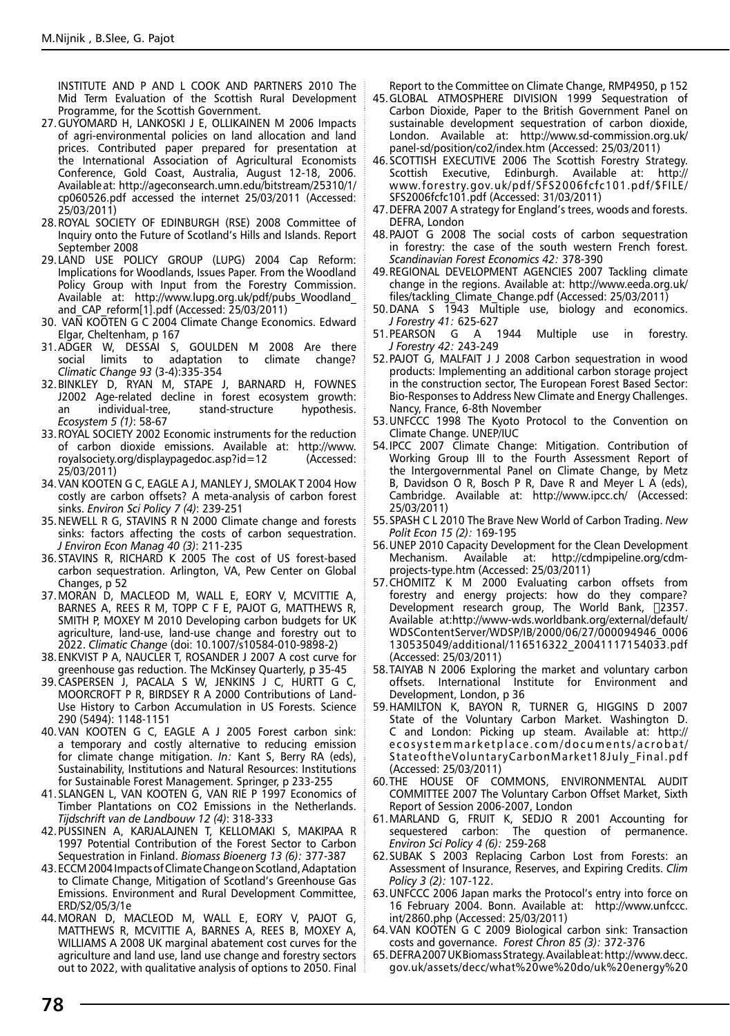INSTITUTE AND P AND L COOK AND PARTNERS 2010 The Mid Term Evaluation of the Scottish Rural Development Programme, for the Scottish Government.

27. GUYOMARD H, LANKOSKI J E, OLLIKAINEN M 2006 Impacts of agri-environmental policies on land allocation and land prices. Contributed paper prepared for presentation at the International Association of Agricultural Economists Conference, Gold Coast, Australia, August 12-18, 2006. Available at: http://ageconsearch.umn.edu/bitstream/25310/1/cp060526.pdf accessed the internet 25/03/2011 (Accessed: 25/03/2011)
28. ROYAL SOCIETY OF EDINBURGH (RSE) 2008 Committee of Inquiry onto the Future of Scotland's Hills and Islands. Report September 2008
29. LAND USE POLICY GROUP (LUPG) 2004 Cap Reform: Implications for Woodlands, Issues Paper. From the Woodland Policy Group with Input from the Forestry Commission. Available at: http://www.lupg.org.uk/pdf/pubs_Woodland_and_CAP_reform[1].pdf (Accessed: 25/03/2011)
30. VAN KOOTEN G C 2004 Climate Change Economics. Edward Elgar, Cheltenham, p 167
31. ADGER W, DESSAI S, GOULDEN M 2008 Are there social limits to adaptation to climate change? *Climatic Change 93* (3-4):335-354
32. BINKLEY D, RYAN M, STAPE J, BARNARD H, FOWNES J2002 Age-related decline in forest ecosystem growth: an individual-tree, stand-structure hypothesis. *Ecosystem 5 (1)*: 58-67
33. ROYAL SOCIETY 2002 Economic instruments for the reduction of carbon dioxide emissions. Available at: http://www.royalsociety.org/displaypagedoc.asp?id=12 (Accessed: 25/03/2011)
34. VAN KOOTEN G C, EAGLE A J, MANLEY J, SMOLAK T 2004 How costly are carbon offsets? A meta-analysis of carbon forest sinks. *Environ Sci Policy 7 (4)*: 239-251
35. NEWELL R G, STAVINS R N 2000 Climate change and forests sinks: factors affecting the costs of carbon sequestration. *J Environ Econ Manag 40 (3)*: 211-235
36. STAVINS R, RICHARD K 2005 The cost of US forest-based carbon sequestration. Arlington, VA, Pew Center on Global Changes, p 52
37. MORAN D, MACLEOD M, WALL E, EORY V, MCVITTIE A, BARNES A, REES R M, TOPP C F E, PAJOT G, MATTHEWS R, SMITH P, MOXEY M 2010 Developing carbon budgets for UK agriculture, land-use, land-use change and forestry out to 2022. *Climatic Change* (doi: 10.1007/s10584-010-9898-2)
38. ENKVIST P A, NAUCLER T, ROSANDER J 2007 A cost curve for greenhouse gas reduction. The McKinsey Quarterly, p 35-45
39. CASPERSEN J, PACALA S W, JENKINS J C, HURTT G C, MOORCROFT P R, BIRDSEY R A 2000 Contributions of Land-Use History to Carbon Accumulation in US Forests. Science 290 (5494): 1148-1151
40. VAN KOOTEN G C, EAGLE A J 2005 Forest carbon sink: a temporary and costly alternative to reducing emission for climate change mitigation. *In:* Kant S, Berry RA (eds), Sustainability, Institutions and Natural Resources: Institutions for Sustainable Forest Management. Springer, p 233-255
41. SLANGEN L, VAN KOOTEN G, VAN RIE P 1997 Economics of Timber Plantations on CO2 Emissions in the Netherlands. *Tijdschrift van de Landbouw 12 (4)*: 318-333
42. PUSSINEN A, KARJALAJNEN T, KELLOMAKI S, MAKIPAA R 1997 Potential Contribution of the Forest Sector to Carbon Sequestration in Finland. *Biomass Bioeneng 13 (6):* 377-387
43. ECCM 2004 Impacts of Climate Change on Scotland, Adaptation to Climate Change, Mitigation of Scotland's Greenhouse Gas Emissions. Environment and Rural Development Committee, ERD/S2/05/3/1e
44. MORAN D, MACLEOD M, WALL E, EORY V, PAJOT G, MATTHEWS R, MCVITTIE A, BARNES A, REES B, MOXEY A, WILLIAMS A 2008 UK marginal abatement cost curves for the agriculture and land use, land use change and forestry sectors out to 2022, with qualitative analysis of options to 2050. Final Report to the Committee on Climate Change, RMP4950, p 152
45. GLOBAL ATMOSPHERE DIVISION 1999 Sequestration of Carbon Dioxide, Paper to the British Government Panel on sustainable development sequestration of carbon dioxide, London. Available at: http://www.sd-commission.org.uk/panel-sd/position/co2/index.htm (Accessed: 25/03/2011)
46. SCOTTISH EXECUTIVE 2006 The Scottish Forestry Strategy. Scottish Executive, Edinburgh. Available at: http://www.forestry.gov.uk/pdf/SFS2006fcfc101.pdf/$FILE/SFS2006fcfc101.pdf (Accessed: 31/03/2011)
47. DEFRA 2007 A strategy for England's trees, woods and forests. DEFRA, London
48. PAJOT G 2008 The social costs of carbon sequestration in forestry: the case of the south western French forest. *Scandinavian Forest Economics 42:* 378-390
49. REGIONAL DEVELOPMENT AGENCIES 2007 Tackling climate change in the regions. Available at: http://www.eeda.org.uk/files/tackling_Climate_Change.pdf (Accessed: 25/03/2011)
50. DANA S 1943 Multiple use, biology and economics. *J Forestry 41:* 625-627
51. PEARSON G A 1944 Multiple use in forestry. *J Forestry 42:* 243-249
52. PAJOT G, MALFAIT J J 2008 Carbon sequestration in wood products: Implementing an additional carbon storage project in the construction sector, The European Forest Based Sector: Bio-Responses to Address New Climate and Energy Challenges. Nancy, France, 6-8th November
53. UNFCCC 1998 The Kyoto Protocol to the Convention on Climate Change. UNEP/IUC
54. IPCC 2007 Climate Change: Mitigation. Contribution of Working Group III to the Fourth Assessment Report of the Intergovernmental Panel on Climate Change, by Metz B, Davidson O R, Bosch P R, Dave R and Meyer L A (eds), Cambridge. Available at: http://www.ipcc.ch/ (Accessed: 25/03/2011)
55. SPASH C L 2010 The Brave New World of Carbon Trading. *New Polit Econ 15 (2):* 169-195
56. UNEP 2010 Capacity Development for the Clean Development Mechanism. Available at: http://cdmpipeline.org/cdm-projects-type.htm (Accessed: 25/03/2011)
57. CHOMITZ K M 2000 Evaluating carbon offsets from forestry and energy projects: how do they compare? Development research group, The World Bank, 2357. Available at:http://www-wds.worldbank.org/external/default/WDSContentServer/WDSP/IB/2000/06/27/000094946_0006130535049/additional/116516322_20041117154033.pdf (Accessed: 25/03/2011)
58. TAIYAB N 2006 Exploring the market and voluntary carbon offsets. International Institute for Environment and Development, London, p 36
59. HAMILTON K, BAYON R, TURNER G, HIGGINS D 2007 State of the Voluntary Carbon Market. Washington D. C and London: Picking up steam. Available at: http://ecosystemmarketplace.com/documents/acrobat/StateoftheVoluntaryCarbonMarket18July_Final.pdf (Accessed: 25/03/2011)
60. THE HOUSE OF COMMONS, ENVIRONMENTAL AUDIT COMMITTEE 2007 The Voluntary Carbon Offset Market, Sixth Report of Session 2006-2007, London
61. MARLAND G, FRUIT K, SEDJO R 2001 Accounting for sequestered carbon: The question of permanence. *Environ Sci Policy 4 (6):* 259-268
62. SUBAK S 2003 Replacing Carbon Lost from Forests: an Assessment of Insurance, Reserves, and Expiring Credits. *Clim Policy 3 (2):* 107-122.
63. UNFCCC 2006 Japan marks the Protocol's entry into force on 16 February 2004. Bonn. Available at: http://www.unfccc.int/2860.php (Accessed: 25/03/2011)
64. VAN KOOTEN G C 2009 Biological carbon sink: Transaction costs and governance. *Forest Chron 85 (3):* 372-376
65. DEFRA 2007 UK Biomass Strategy. Available at: http://www.decc.gov.uk/assets/decc/what%20we%20do/uk%20energy%20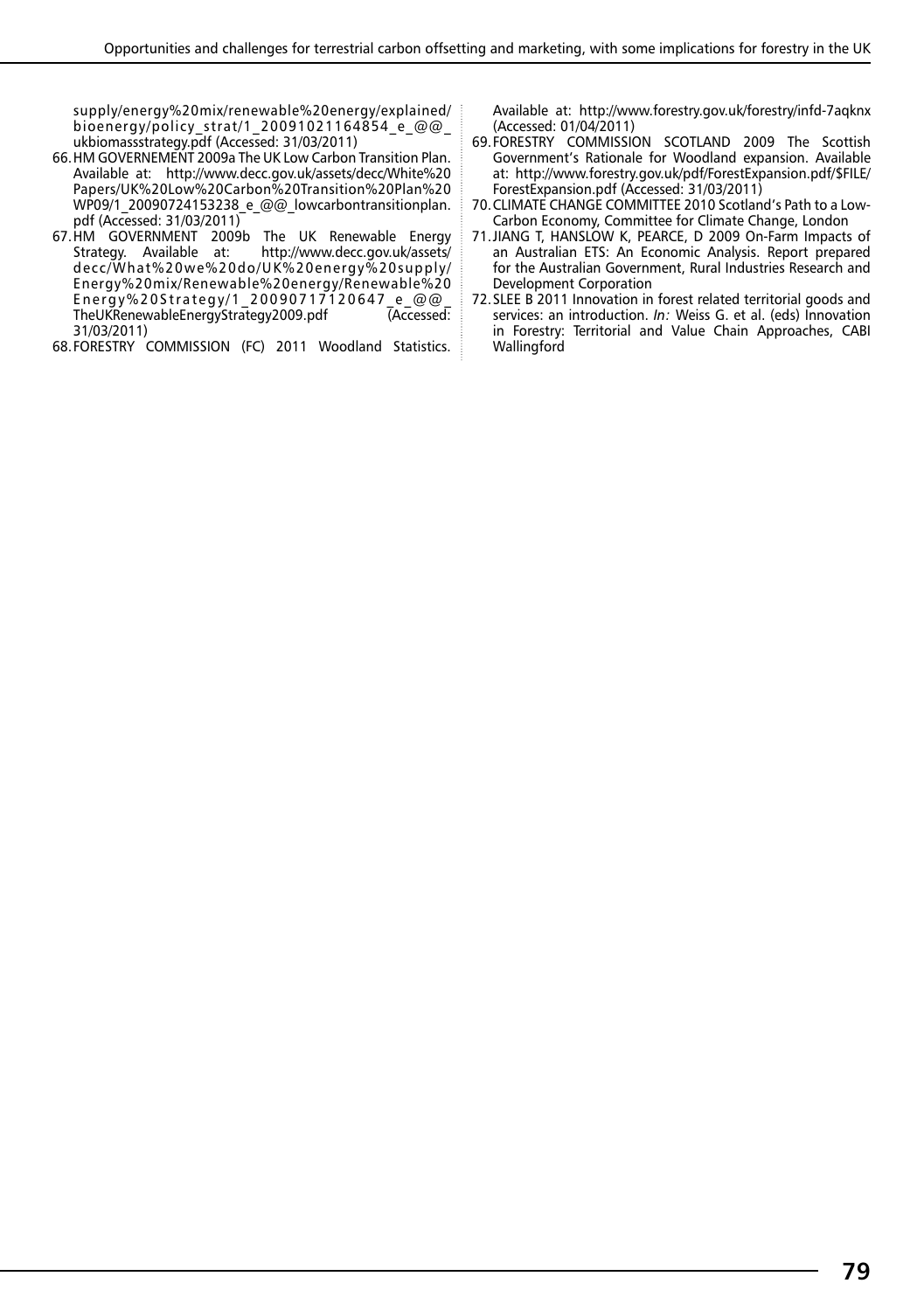supply/energy%20mix/renewable%20energy/explained/bioenergy/policy_strat/1_20091021164854_e_@@_ukbiomassstrategy.pdf (Accessed: 31/03/2011)

66. HM GOVERNEMENT 2009a The UK Low Carbon Transition Plan. Available at: http://www.decc.gov.uk/assets/decc/White%20Papers/UK%20Low%20Carbon%20Transition%20Plan%20WP09/1_20090724153238_e_@@_lowcarbontransitionplan.pdf (Accessed: 31/03/2011)
67. HM GOVERNMENT 2009b The UK Renewable Energy Strategy. Available at: http://www.decc.gov.uk/assets/decc/What%20we%20do/UK%20energy%20supply/Energy%20mix/Renewable%20energy/Renewable%20Energy%20Strategy/1_20090717120647_e_@@_TheUKRenewableEnergyStrategy2009.pdf (Accessed: 31/03/2011)
68. FORESTRY COMMISSION (FC) 2011 Woodland Statistics. Available at: http://www.forestry.gov.uk/forestry/infd-7aqknx (Accessed: 01/04/2011)
69. FORESTRY COMMISSION SCOTLAND 2009 The Scottish Government's Rationale for Woodland expansion. Available at: http://www.forestry.gov.uk/pdf/ForestExpansion.pdf/$FILE/ForestExpansion.pdf (Accessed: 31/03/2011)
70. CLIMATE CHANGE COMMITTEE 2010 Scotland's Path to a Low-Carbon Economy, Committee for Climate Change, London
71. JIANG T, HANSLOW K, PEARCE, D 2009 On-Farm Impacts of an Australian ETS: An Economic Analysis. Report prepared for the Australian Government, Rural Industries Research and Development Corporation
72. SLEE B 2011 Innovation in forest related territorial goods and services: an introduction. *In:* Weiss G. et al. (eds) Innovation in Forestry: Territorial and Value Chain Approaches, CABI Wallingford